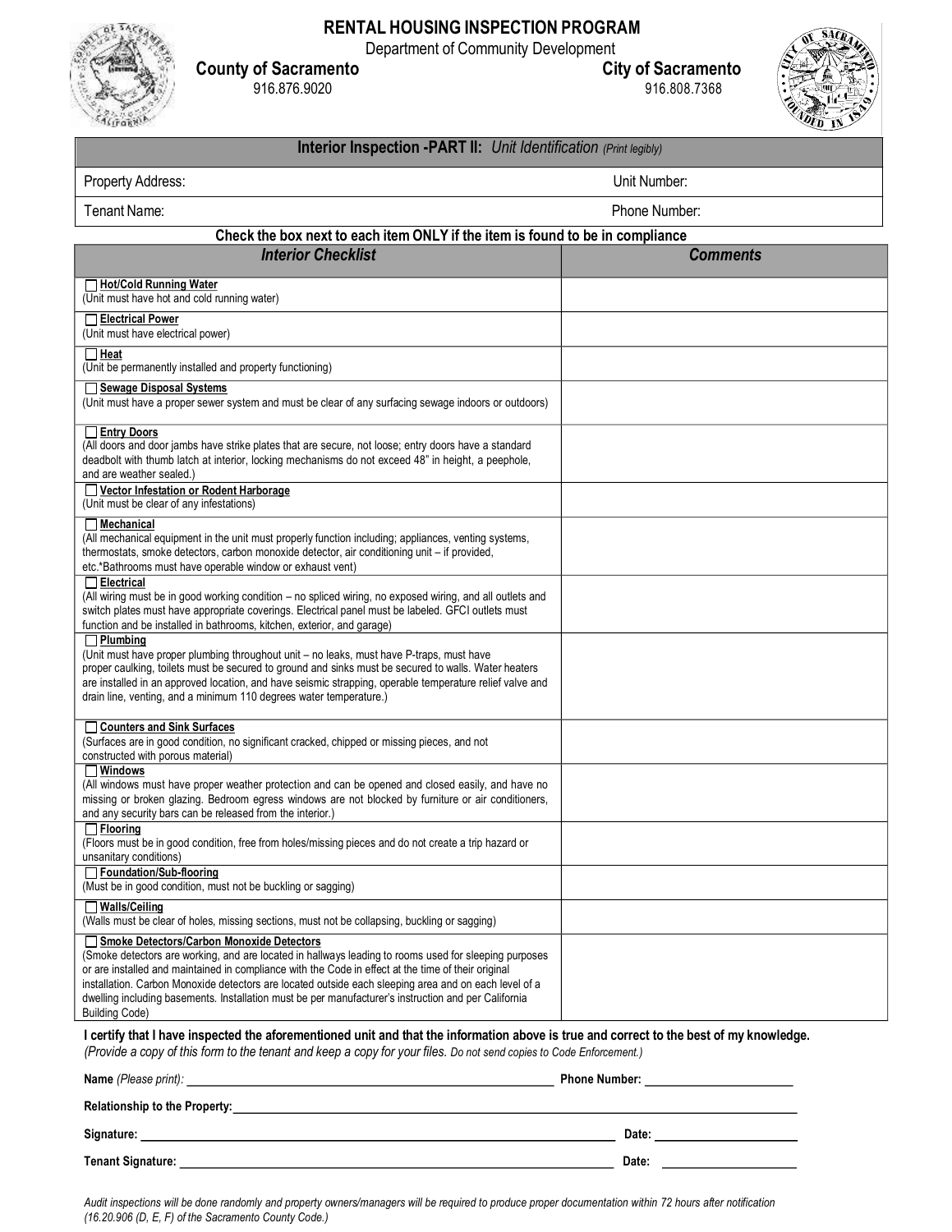# RENTAL HOUSING INSPECTION PROGRAM

Department of Community Development

**County of Sacramento** 916.876.9020

**City of Sacramento** 916.808.7368

| **Interior Inspection -PART II:** *Unit Identification (Print legibly)* | |
|---|---|
| Property Address: | Unit Number: |
| Tenant Name: | Phone Number: |

**Check the box next to each item ONLY if the item is found to be in compliance**

| *Interior Checklist* | *Comments* |
|---|---|
| ☐ **Hot/Cold Running Water** (Unit must have hot and cold running water) | |
| ☐ **Electrical Power** (Unit must have electrical power) | |
| ☐ **Heat** (Unit be permanently installed and property functioning) | |
| ☐ **Sewage Disposal Systems** (Unit must have a proper sewer system and must be clear of any surfacing sewage indoors or outdoors) | |
| ☐ **Entry Doors** (All doors and door jambs have strike plates that are secure, not loose; entry doors have a standard deadbolt with thumb latch at interior, locking mechanisms do not exceed 48" in height, a peephole, and are weather sealed.) | |
| ☐ **Vector Infestation or Rodent Harborage** (Unit must be clear of any infestations) | |
| ☐ **Mechanical** (All mechanical equipment in the unit must properly function including; appliances, venting systems, thermostats, smoke detectors, carbon monoxide detector, air conditioning unit – if provided, etc.*Bathrooms must have operable window or exhaust vent) | |
| ☐ **Electrical** (All wiring must be in good working condition – no spliced wiring, no exposed wiring, and all outlets and switch plates must have appropriate coverings. Electrical panel must be labeled. GFCI outlets must function and be installed in bathrooms, kitchen, exterior, and garage) | |
| ☐ **Plumbing** (Unit must have proper plumbing throughout unit – no leaks, must have P-traps, must have proper caulking, toilets must be secured to ground and sinks must be secured to walls. Water heaters are installed in an approved location, and have seismic strapping, operable temperature relief valve and drain line, venting, and a minimum 110 degrees water temperature.) | |
| ☐ **Counters and Sink Surfaces** (Surfaces are in good condition, no significant cracked, chipped or missing pieces, and not constructed with porous material) | |
| ☐ **Windows** (All windows must have proper weather protection and can be opened and closed easily, and have no missing or broken glazing. Bedroom egress windows are not blocked by furniture or air conditioners, and any security bars can be released from the interior.) | |
| ☐ **Flooring** (Floors must be in good condition, free from holes/missing pieces and do not create a trip hazard or unsanitary conditions) | |
| ☐ **Foundation/Sub-flooring** (Must be in good condition, must not be buckling or sagging) | |
| ☐ **Walls/Ceiling** (Walls must be clear of holes, missing sections, must not be collapsing, buckling or sagging) | |
| ☐ **Smoke Detectors/Carbon Monoxide Detectors** (Smoke detectors are working, and are located in hallways leading to rooms used for sleeping purposes or are installed and maintained in compliance with the Code in effect at the time of their original installation. Carbon Monoxide detectors are located outside each sleeping area and on each level of a dwelling including basements. Installation must be per manufacturer's instruction and per California Building Code) | |

**I certify that I have inspected the aforementioned unit and that the information above is true and correct to the best of my knowledge.**
*(Provide a copy of this form to the tenant and keep a copy for your files. Do not send copies to Code Enforcement.)*

**Name** *(Please print)*: ______________________________ **Phone Number:** ______________

**Relationship to the Property:** ______________________________

**Signature:** ______________________________ **Date:** ______________

**Tenant Signature:** ______________________________ **Date:** ______________

*Audit inspections will be done randomly and property owners/managers will be required to produce proper documentation within 72 hours after notification (16.20.906 (D, E, F) of the Sacramento County Code.)*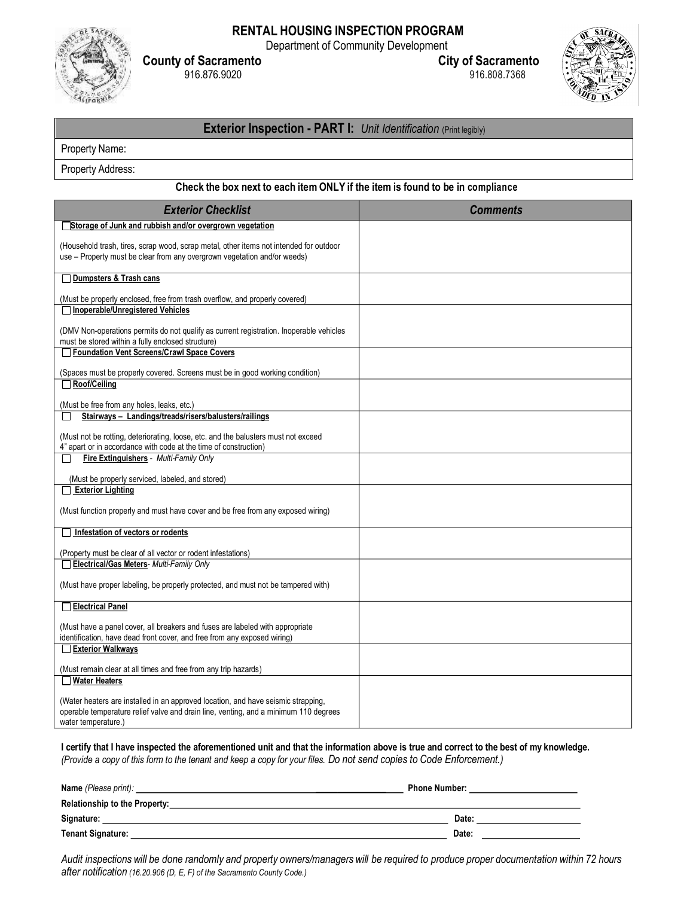# RENTAL HOUSING INSPECTION PROGRAM

Department of Community Development

**County of Sacramento**
916.876.9020

**City of Sacramento**
916.808.7368

## Exterior Inspection - PART I: *Unit Identification* (Print legibly)

Property Name:

Property Address:

**Check the box next to each item ONLY if the item is found to be in compliance**

| *Exterior Checklist* | *Comments* |
|---|---|
| ☐ **Storage of Junk and rubbish and/or overgrown vegetation**<br><br>(Household trash, tires, scrap wood, scrap metal, other items not intended for outdoor use – Property must be clear from any overgrown vegetation and/or weeds) | |
| ☐ **Dumpsters & Trash cans**<br><br>(Must be properly enclosed, free from trash overflow, and properly covered) | |
| ☐ **Inoperable/Unregistered Vehicles**<br><br>(DMV Non-operations permits do not qualify as current registration. Inoperable vehicles must be stored within a fully enclosed structure) | |
| ☐ **Foundation Vent Screens/Crawl Space Covers**<br><br>(Spaces must be properly covered. Screens must be in good working condition) | |
| ☐ **Roof/Ceiling**<br><br>(Must be free from any holes, leaks, etc.) | |
| ☐ **Stairways – Landings/treads/risers/balusters/railings**<br><br>(Must not be rotting, deteriorating, loose, etc. and the balusters must not exceed 4" apart or in accordance with code at the time of construction) | |
| ☐ **Fire Extinguishers** - *Multi-Family Only*<br><br>(Must be properly serviced, labeled, and stored) | |
| ☐ **Exterior Lighting**<br><br>(Must function properly and must have cover and be free from any exposed wiring) | |
| ☐ **Infestation of vectors or rodents**<br><br>(Property must be clear of all vector or rodent infestations) | |
| ☐ **Electrical/Gas Meters**- *Multi-Family Only*<br><br>(Must have proper labeling, be properly protected, and must not be tampered with) | |
| ☐ **Electrical Panel**<br><br>(Must have a panel cover, all breakers and fuses are labeled with appropriate identification, have dead front cover, and free from any exposed wiring) | |
| ☐ **Exterior Walkways**<br><br>(Must remain clear at all times and free from any trip hazards) | |
| ☐ **Water Heaters**<br><br>(Water heaters are installed in an approved location, and have seismic strapping, operable temperature relief valve and drain line, venting, and a minimum 110 degrees water temperature.) | |

**I certify that I have inspected the aforementioned unit and that the information above is true and correct to the best of my knowledge.**
*(Provide a copy of this form to the tenant and keep a copy for your files. Do not send copies to Code Enforcement.)*

**Name** *(Please print)*: ______________________________ **Phone Number:** ____________________

**Relationship to the Property:** ______________________________________________

**Signature:** ______________________________________________ **Date:** ____________________

**Tenant Signature:** ______________________________________________ **Date:** ____________________

*Audit inspections will be done randomly and property owners/managers will be required to produce proper documentation within 72 hours after notification (16.20.906 (D, E, F) of the Sacramento County Code.)*